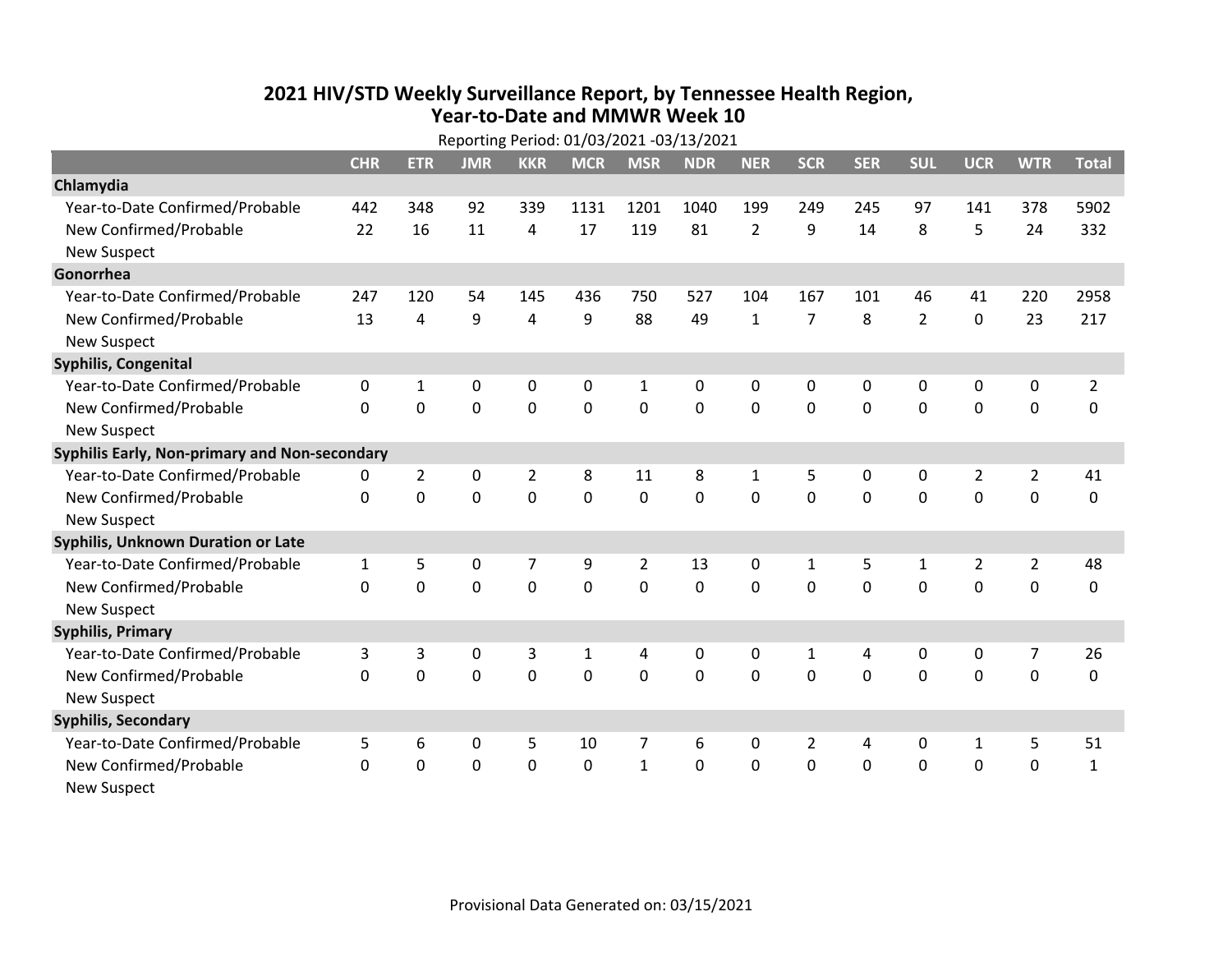# 2021 HIV/STD Weekly Surveillance Report, by Tennessee Health Region, Year-to-Date and MMWR Week 10

Reporting Period: 01/03/2021 -03/13/2021

| | CHR | ETR | JMR | KKR | MCR | MSR | NDR | NER | SCR | SER | SUL | UCR | WTR | Total |
|---|---|---|---|---|---|---|---|---|---|---|---|---|---|---|
| **Chlamydia** | | | | | | | | | | | | | | |
| Year-to-Date Confirmed/Probable | 442 | 348 | 92 | 339 | 1131 | 1201 | 1040 | 199 | 249 | 245 | 97 | 141 | 378 | 5902 |
| New Confirmed/Probable | 22 | 16 | 11 | 4 | 17 | 119 | 81 | 2 | 9 | 14 | 8 | 5 | 24 | 332 |
| New Suspect | | | | | | | | | | | | | | |
| **Gonorrhea** | | | | | | | | | | | | | | |
| Year-to-Date Confirmed/Probable | 247 | 120 | 54 | 145 | 436 | 750 | 527 | 104 | 167 | 101 | 46 | 41 | 220 | 2958 |
| New Confirmed/Probable | 13 | 4 | 9 | 4 | 9 | 88 | 49 | 1 | 7 | 8 | 2 | 0 | 23 | 217 |
| New Suspect | | | | | | | | | | | | | | |
| **Syphilis, Congenital** | | | | | | | | | | | | | | |
| Year-to-Date Confirmed/Probable | 0 | 1 | 0 | 0 | 0 | 1 | 0 | 0 | 0 | 0 | 0 | 0 | 0 | 2 |
| New Confirmed/Probable | 0 | 0 | 0 | 0 | 0 | 0 | 0 | 0 | 0 | 0 | 0 | 0 | 0 | 0 |
| New Suspect | | | | | | | | | | | | | | |
| **Syphilis Early, Non-primary and Non-secondary** | | | | | | | | | | | | | | |
| Year-to-Date Confirmed/Probable | 0 | 2 | 0 | 2 | 8 | 11 | 8 | 1 | 5 | 0 | 0 | 2 | 2 | 41 |
| New Confirmed/Probable | 0 | 0 | 0 | 0 | 0 | 0 | 0 | 0 | 0 | 0 | 0 | 0 | 0 | 0 |
| New Suspect | | | | | | | | | | | | | | |
| **Syphilis, Unknown Duration or Late** | | | | | | | | | | | | | | |
| Year-to-Date Confirmed/Probable | 1 | 5 | 0 | 7 | 9 | 2 | 13 | 0 | 1 | 5 | 1 | 2 | 2 | 48 |
| New Confirmed/Probable | 0 | 0 | 0 | 0 | 0 | 0 | 0 | 0 | 0 | 0 | 0 | 0 | 0 | 0 |
| New Suspect | | | | | | | | | | | | | | |
| **Syphilis, Primary** | | | | | | | | | | | | | | |
| Year-to-Date Confirmed/Probable | 3 | 3 | 0 | 3 | 1 | 4 | 0 | 0 | 1 | 4 | 0 | 0 | 7 | 26 |
| New Confirmed/Probable | 0 | 0 | 0 | 0 | 0 | 0 | 0 | 0 | 0 | 0 | 0 | 0 | 0 | 0 |
| New Suspect | | | | | | | | | | | | | | |
| **Syphilis, Secondary** | | | | | | | | | | | | | | |
| Year-to-Date Confirmed/Probable | 5 | 6 | 0 | 5 | 10 | 7 | 6 | 0 | 2 | 4 | 0 | 1 | 5 | 51 |
| New Confirmed/Probable | 0 | 0 | 0 | 0 | 0 | 1 | 0 | 0 | 0 | 0 | 0 | 0 | 0 | 1 |
| New Suspect | | | | | | | | | | | | | | |

Provisional Data Generated on: 03/15/2021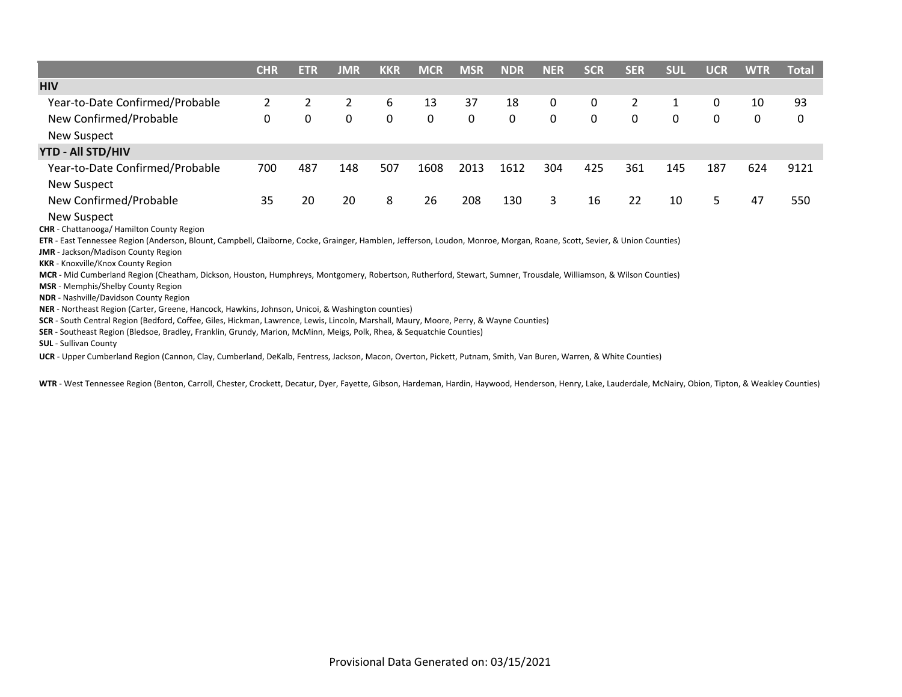| | CHR | ETR | JMR | KKR | MCR | MSR | NDR | NER | SCR | SER | SUL | UCR | WTR | Total |
|---|---|---|---|---|---|---|---|---|---|---|---|---|---|---|
| **HIV** | | | | | | | | | | | | | | |
| Year-to-Date Confirmed/Probable | 2 | 2 | 2 | 6 | 13 | 37 | 18 | 0 | 0 | 2 | 1 | 0 | 10 | 93 |
| New Confirmed/Probable | 0 | 0 | 0 | 0 | 0 | 0 | 0 | 0 | 0 | 0 | 0 | 0 | 0 | 0 |
| New Suspect | | | | | | | | | | | | | | |
| **YTD - All STD/HIV** | | | | | | | | | | | | | | |
| Year-to-Date Confirmed/Probable | 700 | 487 | 148 | 507 | 1608 | 2013 | 1612 | 304 | 425 | 361 | 145 | 187 | 624 | 9121 |
| New Suspect | | | | | | | | | | | | | | |
| New Confirmed/Probable | 35 | 20 | 20 | 8 | 26 | 208 | 130 | 3 | 16 | 22 | 10 | 5 | 47 | 550 |
| New Suspect | | | | | | | | | | | | | | |

**CHR** - Chattanooga/ Hamilton County Region

**ETR** - East Tennessee Region (Anderson, Blount, Campbell, Claiborne, Cocke, Grainger, Hamblen, Jefferson, Loudon, Monroe, Morgan, Roane, Scott, Sevier, & Union Counties)

**JMR** - Jackson/Madison County Region

**KKR** - Knoxville/Knox County Region

**MCR** - Mid Cumberland Region (Cheatham, Dickson, Houston, Humphreys, Montgomery, Robertson, Rutherford, Stewart, Sumner, Trousdale, Williamson, & Wilson Counties)

**MSR** - Memphis/Shelby County Region

**NDR** - Nashville/Davidson County Region

**NER** - Northeast Region (Carter, Greene, Hancock, Hawkins, Johnson, Unicoi, & Washington counties)

**SCR** - South Central Region (Bedford, Coffee, Giles, Hickman, Lawrence, Lewis, Lincoln, Marshall, Maury, Moore, Perry, & Wayne Counties)

**SER** - Southeast Region (Bledsoe, Bradley, Franklin, Grundy, Marion, McMinn, Meigs, Polk, Rhea, & Sequatchie Counties)

**SUL** - Sullivan County

**UCR** - Upper Cumberland Region (Cannon, Clay, Cumberland, DeKalb, Fentress, Jackson, Macon, Overton, Pickett, Putnam, Smith, Van Buren, Warren, & White Counties)

**WTR** - West Tennessee Region (Benton, Carroll, Chester, Crockett, Decatur, Dyer, Fayette, Gibson, Hardeman, Hardin, Haywood, Henderson, Henry, Lake, Lauderdale, McNairy, Obion, Tipton, & Weakley Counties)

Provisional Data Generated on: 03/15/2021